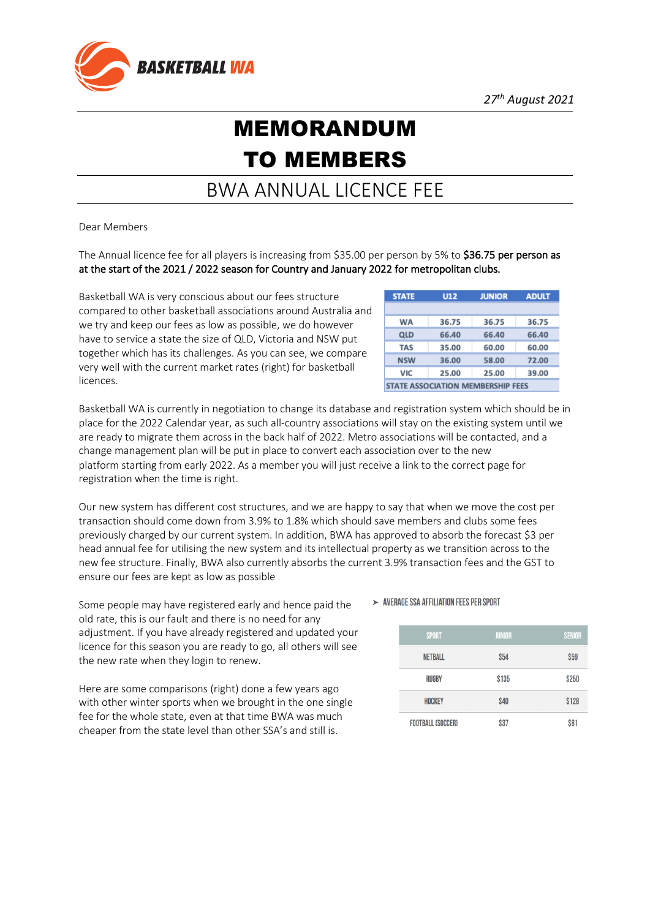27th August 2021

# MEMORANDUM TO MEMBERS

## BWA ANNUAL LICENCE FEE

Dear Members

The Annual licence fee for all players is increasing from $35.00 per person by 5% to **$36.75 per person as at the start of the 2021 / 2022 season for Country and January 2022 for metropolitan clubs.**

Basketball WA is very conscious about our fees structure compared to other basketball associations around Australia and we try and keep our fees as low as possible, we do however have to service a state the size of QLD, Victoria and NSW put together which has its challenges. As you can see, we compare very well with the current market rates (right) for basketball licences.

| STATE | U12 | JUNIOR | ADULT |
|---|---|---|---|
| WA | 36.75 | 36.75 | 36.75 |
| QLD | 66.40 | 66.40 | 66.40 |
| TAS | 35.00 | 60.00 | 60.00 |
| NSW | 36.00 | 58.00 | 72.00 |
| VIC | 25.00 | 25.00 | 39.00 |

STATE ASSOCIATION MEMBERSHIP FEES

Basketball WA is currently in negotiation to change its database and registration system which should be in place for the 2022 Calendar year, as such all-country associations will stay on the existing system until we are ready to migrate them across in the back half of 2022. Metro associations will be contacted, and a change management plan will be put in place to convert each association over to the new platform starting from early 2022. As a member you will just receive a link to the correct page for registration when the time is right.

Our new system has different cost structures, and we are happy to say that when we move the cost per transaction should come down from 3.9% to 1.8% which should save members and clubs some fees previously charged by our current system. In addition, BWA has approved to absorb the forecast $3 per head annual fee for utilising the new system and its intellectual property as we transition across to the new fee structure. Finally, BWA also currently absorbs the current 3.9% transaction fees and the GST to ensure our fees are kept as low as possible

Some people may have registered early and hence paid the old rate, this is our fault and there is no need for any adjustment. If you have already registered and updated your licence for this season you are ready to go, all others will see the new rate when they login to renew.

Here are some comparisons (right) done a few years ago with other winter sports when we brought in the one single fee for the whole state, even at that time BWA was much cheaper from the state level than other SSA's and still is.

- AVERAGE SSA AFFILIATION FEES PER SPORT

| SPORT | JUNIOR | SENIOR |
|---|---|---|
| NETBALL | $54 | $59 |
| RUGBY | $135 | $250 |
| HOCKEY | $40 | $128 |
| FOOTBALL (SOCCER) | $37 | $81 |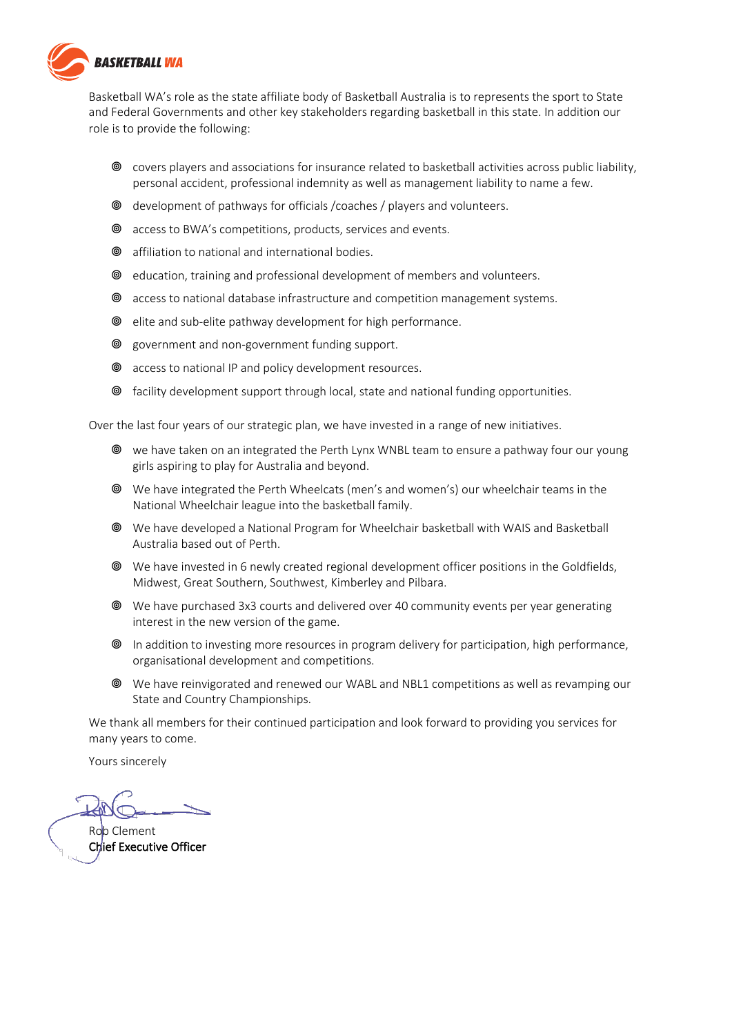**BASKETBALL WA**

Basketball WA's role as the state affiliate body of Basketball Australia is to represents the sport to State and Federal Governments and other key stakeholders regarding basketball in this state. In addition our role is to provide the following:

- covers players and associations for insurance related to basketball activities across public liability, personal accident, professional indemnity as well as management liability to name a few.
- development of pathways for officials /coaches / players and volunteers.
- access to BWA's competitions, products, services and events.
- affiliation to national and international bodies.
- education, training and professional development of members and volunteers.
- access to national database infrastructure and competition management systems.
- elite and sub-elite pathway development for high performance.
- government and non-government funding support.
- access to national IP and policy development resources.
- facility development support through local, state and national funding opportunities.

Over the last four years of our strategic plan, we have invested in a range of new initiatives.

- we have taken on an integrated the Perth Lynx WNBL team to ensure a pathway four our young girls aspiring to play for Australia and beyond.
- We have integrated the Perth Wheelcats (men's and women's) our wheelchair teams in the National Wheelchair league into the basketball family.
- We have developed a National Program for Wheelchair basketball with WAIS and Basketball Australia based out of Perth.
- We have invested in 6 newly created regional development officer positions in the Goldfields, Midwest, Great Southern, Southwest, Kimberley and Pilbara.
- We have purchased 3x3 courts and delivered over 40 community events per year generating interest in the new version of the game.
- In addition to investing more resources in program delivery for participation, high performance, organisational development and competitions.
- We have reinvigorated and renewed our WABL and NBL1 competitions as well as revamping our State and Country Championships.

We thank all members for their continued participation and look forward to providing you services for many years to come.

Yours sincerely

Rob Clement
**Chief Executive Officer**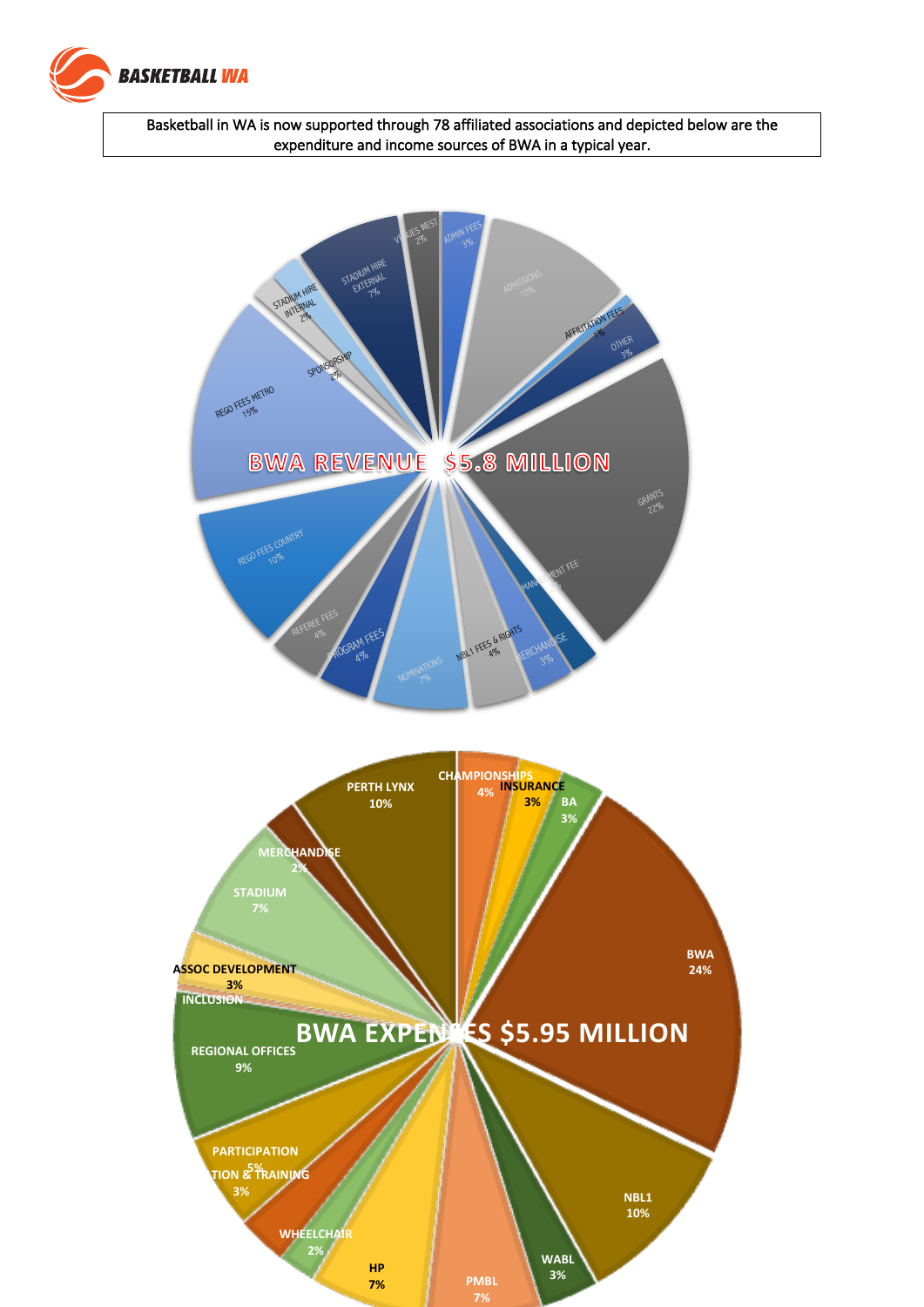**BASKETBALL WA**

Basketball in WA is now supported through 78 affiliated associations and depicted below are the expenditure and income sources of BWA in a typical year.

BWA REVENUE $5.8 MILLION

ADMIN FEES 3%
ADMISSIONS 10%
AFFILIATION FEES 1%
OTHER 3%
GRANTS 22%
MANAGEMENT FEE 2%
MERCHANDISE 3%
NBL1 FEES & RIGHTS 4%
NOMINATIONS 7%
PROGRAM FEES 4%
REFEREE FEES 4%
REGO FEES COUNTRY 10%
REGO FEES METRO 15%
SPONSORSHIP 2%
STADIUM HIRE INTERNAL 2%
STADIUM HIRE EXTERNAL 7%
VENUES WEST 2%

BWA EXPENSES $5.95 MILLION

CHAMPIONSHIPS 4%
INSURANCE 3%
BA 3%
BWA 24%
NBL1 10%
WABL 3%
PMBL 7%
HP 7%
WHEELCHAIR 2%
TION & TRAINING 3%
PARTICIPATION 5%
REGIONAL OFFICES 9%
INCLUSION
ASSOC DEVELOPMENT 3%
STADIUM 7%
MERCHANDISE 2%
PERTH LYNX 10%